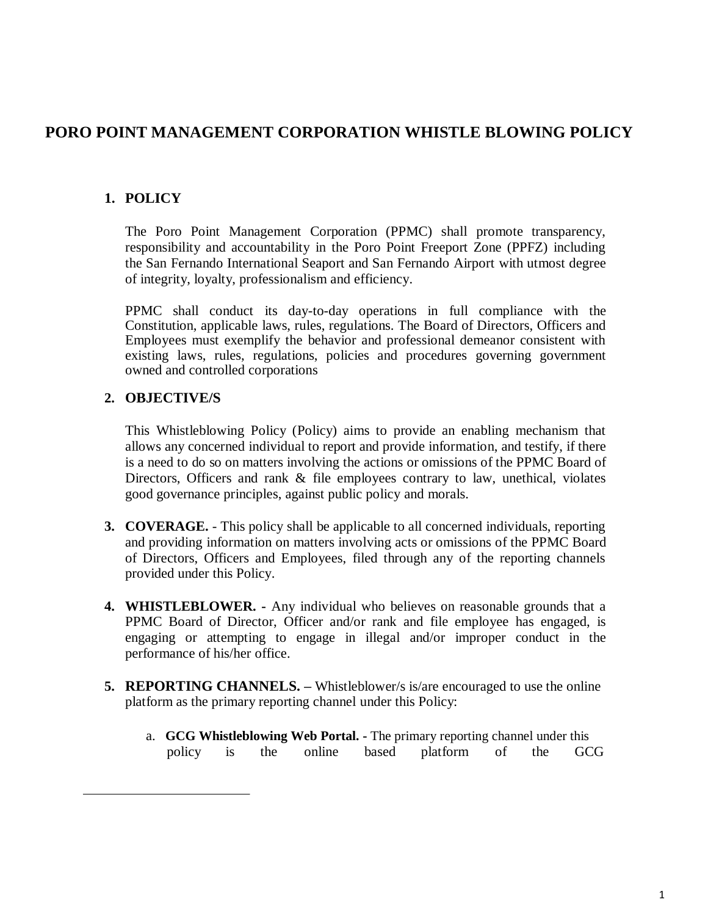# PORO POINT MANAGEMENT CORPORATION WHISTLE BLOWING POLICY

## 1. POLICY

The Poro Point Management Corporation (PPMC) shall promote transparency, responsibility and accountability in the Poro Point Freeport Zone (PPFZ) including the San Fernando International Seaport and San Fernando Airport with utmost degree of integrity, loyalty, professionalism and efficiency.

PPMC shall conduct its day-to-day operations in full compliance with the Constitution, applicable laws, rules, regulations. The Board of Directors, Officers and Employees must exemplify the behavior and professional demeanor consistent with existing laws, rules, regulations, policies and procedures governing government owned and controlled corporations

## 2. OBJECTIVE/S

This Whistleblowing Policy (Policy) aims to provide an enabling mechanism that allows any concerned individual to report and provide information, and testify, if there is a need to do so on matters involving the actions or omissions of the PPMC Board of Directors, Officers and rank & file employees contrary to law, unethical, violates good governance principles, against public policy and morals.

**3. COVERAGE.** - This policy shall be applicable to all concerned individuals, reporting and providing information on matters involving acts or omissions of the PPMC Board of Directors, Officers and Employees, filed through any of the reporting channels provided under this Policy.

**4. WHISTLEBLOWER. -** Any individual who believes on reasonable grounds that a PPMC Board of Director, Officer and/or rank and file employee has engaged, is engaging or attempting to engage in illegal and/or improper conduct in the performance of his/her office.

**5. REPORTING CHANNELS. –** Whistleblower/s is/are encouraged to use the online platform as the primary reporting channel under this Policy:

a. **GCG Whistleblowing Web Portal. -** The primary reporting channel under this policy is the online based platform of the GCG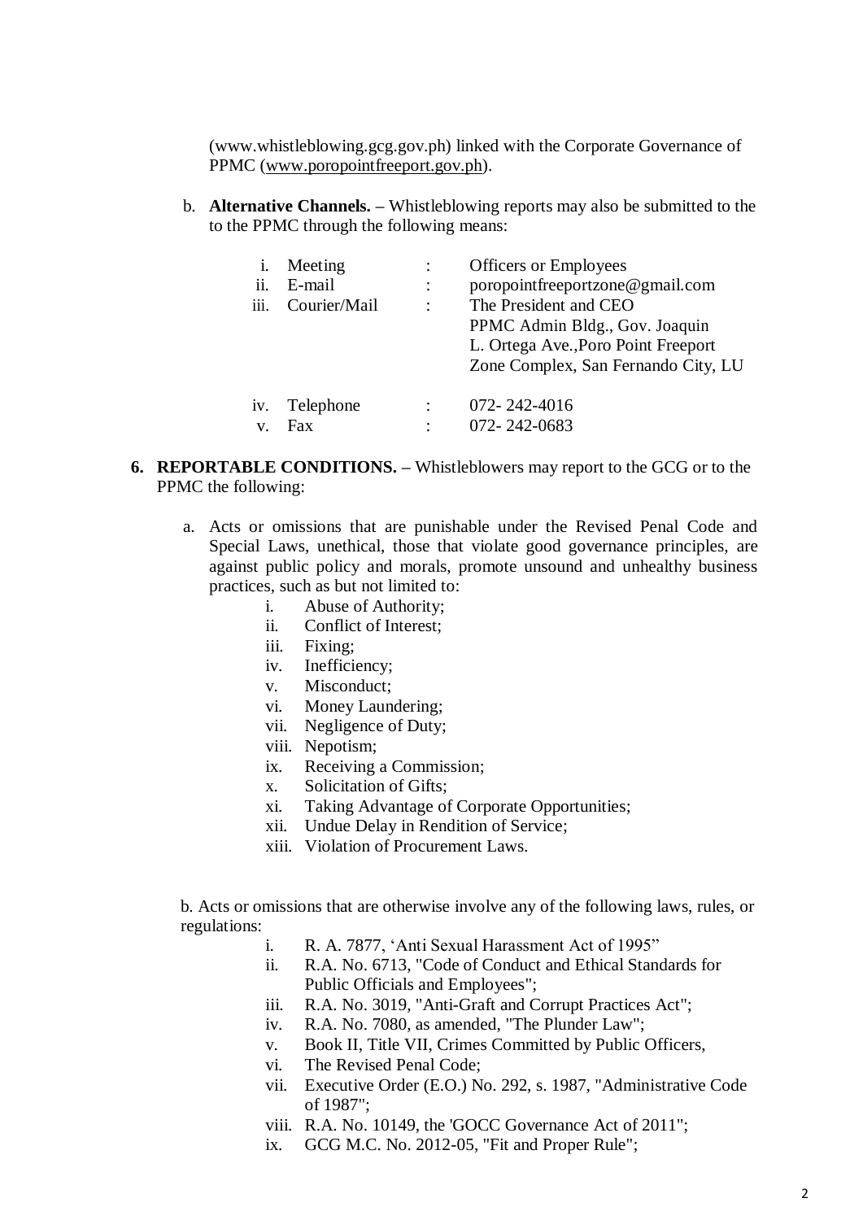(www.whistleblowing.gcg.gov.ph) linked with the Corporate Governance of PPMC (www.poropointfreeport.gov.ph).

b. **Alternative Channels.** – Whistleblowing reports may also be submitted to the to the PPMC through the following means:

| | | | |
|---|---|---|---|
| i. | Meeting | : | Officers or Employees |
| ii. | E-mail | : | poropointfreeportzone@gmail.com |
| iii. | Courier/Mail | : | The President and CEO<br>PPMC Admin Bldg., Gov. Joaquin L. Ortega Ave.,Poro Point Freeport Zone Complex, San Fernando City, LU |
| iv. | Telephone | : | 072- 242-4016 |
| v. | Fax | : | 072- 242-0683 |

**6. REPORTABLE CONDITIONS.** – Whistleblowers may report to the GCG or to the PPMC the following:

a. Acts or omissions that are punishable under the Revised Penal Code and Special Laws, unethical, those that violate good governance principles, are against public policy and morals, promote unsound and unhealthy business practices, such as but not limited to:

- i. Abuse of Authority;
- ii. Conflict of Interest;
- iii. Fixing;
- iv. Inefficiency;
- v. Misconduct;
- vi. Money Laundering;
- vii. Negligence of Duty;
- viii. Nepotism;
- ix. Receiving a Commission;
- x. Solicitation of Gifts;
- xi. Taking Advantage of Corporate Opportunities;
- xii. Undue Delay in Rendition of Service;
- xiii. Violation of Procurement Laws.

b. Acts or omissions that are otherwise involve any of the following laws, rules, or regulations:

- i. R. A. 7877, 'Anti Sexual Harassment Act of 1995"
- ii. R.A. No. 6713, "Code of Conduct and Ethical Standards for Public Officials and Employees";
- iii. R.A. No. 3019, "Anti-Graft and Corrupt Practices Act";
- iv. R.A. No. 7080, as amended, "The Plunder Law";
- v. Book II, Title VII, Crimes Committed by Public Officers,
- vi. The Revised Penal Code;
- vii. Executive Order (E.O.) No. 292, s. 1987, "Administrative Code of 1987";
- viii. R.A. No. 10149, the 'GOCC Governance Act of 2011";
- ix. GCG M.C. No. 2012-05, "Fit and Proper Rule";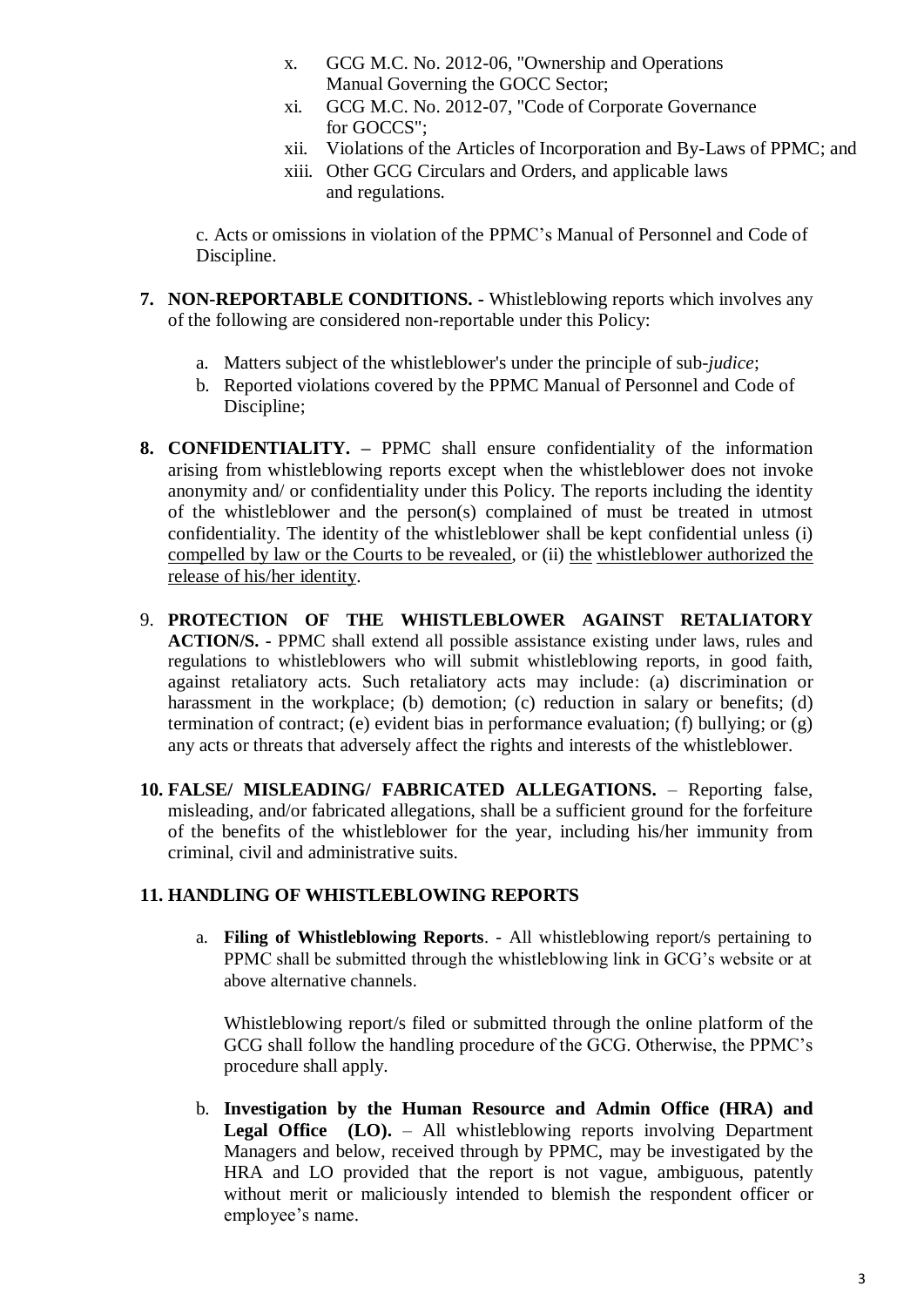x. GCG M.C. No. 2012-06, "Ownership and Operations Manual Governing the GOCC Sector;
xi. GCG M.C. No. 2012-07, "Code of Corporate Governance for GOCCS";
xii. Violations of the Articles of Incorporation and By-Laws of PPMC; and
xiii. Other GCG Circulars and Orders, and applicable laws and regulations.

c. Acts or omissions in violation of the PPMC's Manual of Personnel and Code of Discipline.

**7. NON-REPORTABLE CONDITIONS. -** Whistleblowing reports which involves any of the following are considered non-reportable under this Policy:

a. Matters subject of the whistleblower's under the principle of sub-*judice*;
b. Reported violations covered by the PPMC Manual of Personnel and Code of Discipline;

**8. CONFIDENTIALITY. –** PPMC shall ensure confidentiality of the information arising from whistleblowing reports except when the whistleblower does not invoke anonymity and/ or confidentiality under this Policy. The reports including the identity of the whistleblower and the person(s) complained of must be treated in utmost confidentiality. The identity of the whistleblower shall be kept confidential unless (i) compelled by law or the Courts to be revealed, or (ii) the whistleblower authorized the release of his/her identity.

9. **PROTECTION OF THE WHISTLEBLOWER AGAINST RETALIATORY ACTION/S. -** PPMC shall extend all possible assistance existing under laws, rules and regulations to whistleblowers who will submit whistleblowing reports, in good faith, against retaliatory acts. Such retaliatory acts may include: (a) discrimination or harassment in the workplace; (b) demotion; (c) reduction in salary or benefits; (d) termination of contract; (e) evident bias in performance evaluation; (f) bullying; or (g) any acts or threats that adversely affect the rights and interests of the whistleblower.

**10. FALSE/ MISLEADING/ FABRICATED ALLEGATIONS.** – Reporting false, misleading, and/or fabricated allegations, shall be a sufficient ground for the forfeiture of the benefits of the whistleblower for the year, including his/her immunity from criminal, civil and administrative suits.

**11. HANDLING OF WHISTLEBLOWING REPORTS**

a. **Filing of Whistleblowing Reports**. - All whistleblowing report/s pertaining to PPMC shall be submitted through the whistleblowing link in GCG's website or at above alternative channels.

Whistleblowing report/s filed or submitted through the online platform of the GCG shall follow the handling procedure of the GCG. Otherwise, the PPMC's procedure shall apply.

b. **Investigation by the Human Resource and Admin Office (HRA) and Legal Office (LO).** – All whistleblowing reports involving Department Managers and below, received through by PPMC, may be investigated by the HRA and LO provided that the report is not vague, ambiguous, patently without merit or maliciously intended to blemish the respondent officer or employee's name.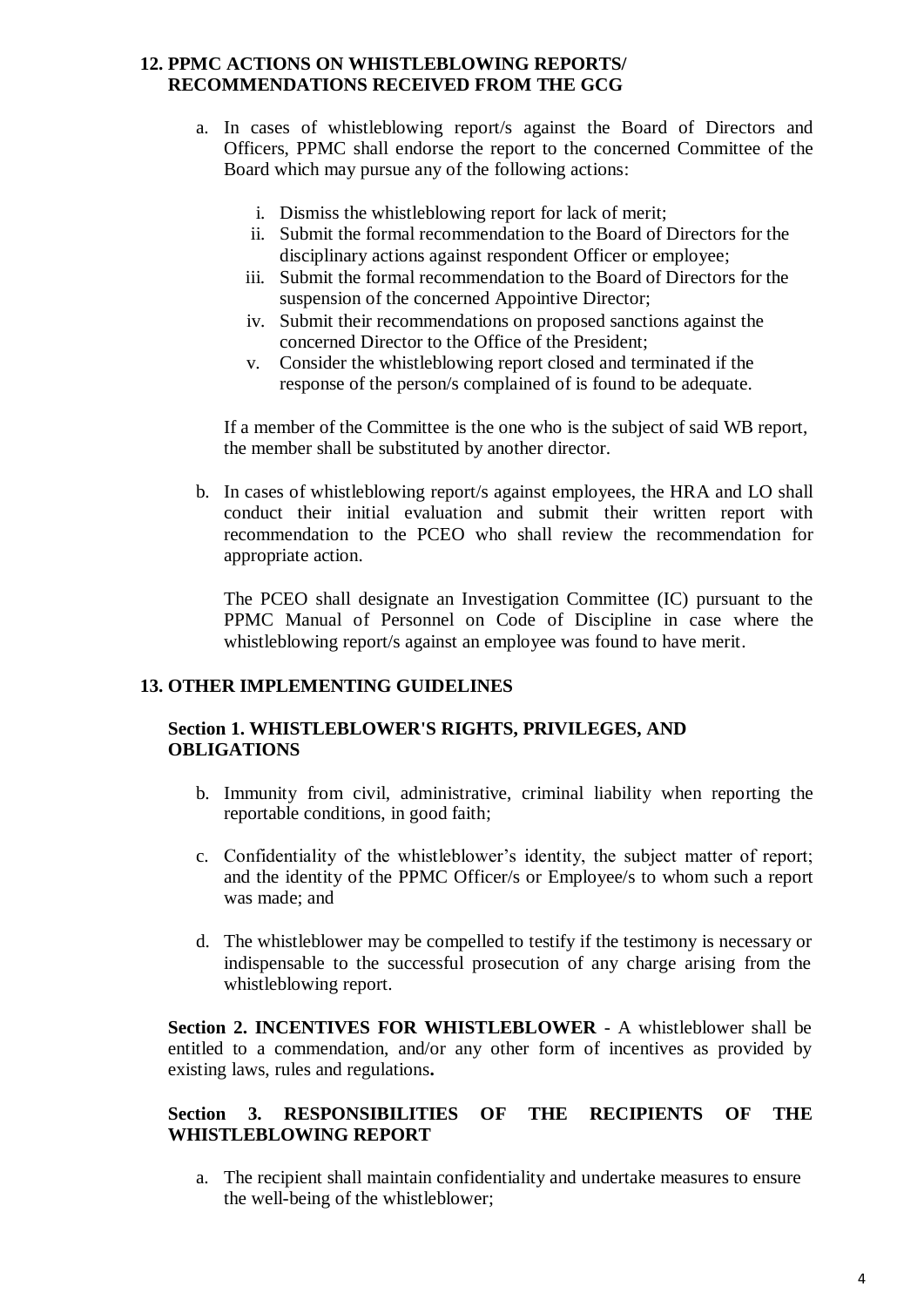## 12. PPMC ACTIONS ON WHISTLEBLOWING REPORTS/ RECOMMENDATIONS RECEIVED FROM THE GCG

a. In cases of whistleblowing report/s against the Board of Directors and Officers, PPMC shall endorse the report to the concerned Committee of the Board which may pursue any of the following actions:

   i. Dismiss the whistleblowing report for lack of merit;
   ii. Submit the formal recommendation to the Board of Directors for the disciplinary actions against respondent Officer or employee;
   iii. Submit the formal recommendation to the Board of Directors for the suspension of the concerned Appointive Director;
   iv. Submit their recommendations on proposed sanctions against the concerned Director to the Office of the President;
   v. Consider the whistleblowing report closed and terminated if the response of the person/s complained of is found to be adequate.

   If a member of the Committee is the one who is the subject of said WB report, the member shall be substituted by another director.

b. In cases of whistleblowing report/s against employees, the HRA and LO shall conduct their initial evaluation and submit their written report with recommendation to the PCEO who shall review the recommendation for appropriate action.

   The PCEO shall designate an Investigation Committee (IC) pursuant to the PPMC Manual of Personnel on Code of Discipline in case where the whistleblowing report/s against an employee was found to have merit.

## 13. OTHER IMPLEMENTING GUIDELINES

### Section 1. WHISTLEBLOWER'S RIGHTS, PRIVILEGES, AND OBLIGATIONS

b. Immunity from civil, administrative, criminal liability when reporting the reportable conditions, in good faith;

c. Confidentiality of the whistleblower's identity, the subject matter of report; and the identity of the PPMC Officer/s or Employee/s to whom such a report was made; and

d. The whistleblower may be compelled to testify if the testimony is necessary or indispensable to the successful prosecution of any charge arising from the whistleblowing report.

**Section 2. INCENTIVES FOR WHISTLEBLOWER** - A whistleblower shall be entitled to a commendation, and/or any other form of incentives as provided by existing laws, rules and regulations**.**

### Section 3. RESPONSIBILITIES OF THE RECIPIENTS OF THE WHISTLEBLOWING REPORT

a. The recipient shall maintain confidentiality and undertake measures to ensure the well-being of the whistleblower;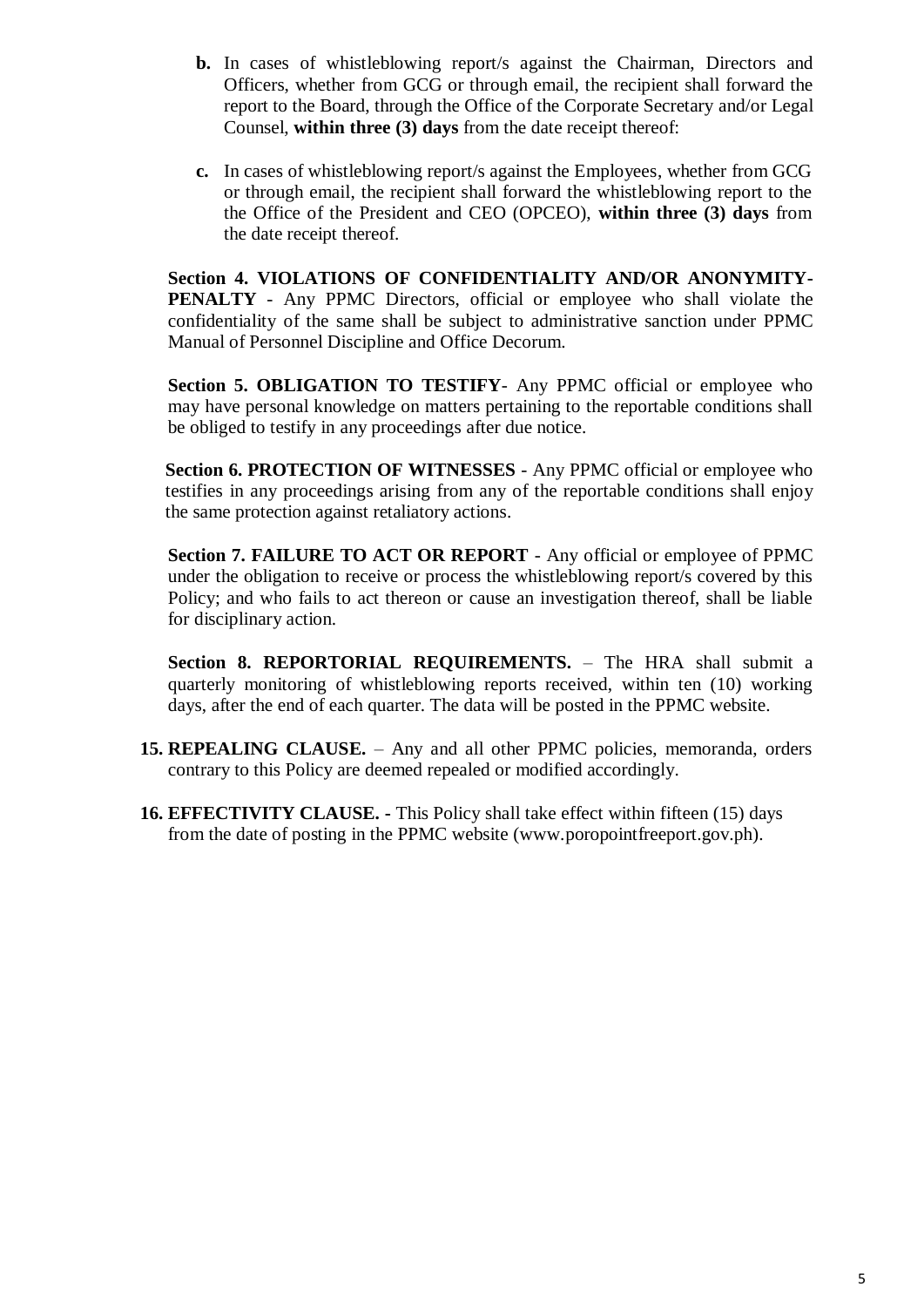**b.** In cases of whistleblowing report/s against the Chairman, Directors and Officers, whether from GCG or through email, the recipient shall forward the report to the Board, through the Office of the Corporate Secretary and/or Legal Counsel, **within three (3) days** from the date receipt thereof:

**c.** In cases of whistleblowing report/s against the Employees, whether from GCG or through email, the recipient shall forward the whistleblowing report to the the Office of the President and CEO (OPCEO), **within three (3) days** from the date receipt thereof.

**Section 4. VIOLATIONS OF CONFIDENTIALITY AND/OR ANONYMITY-PENALTY** - Any PPMC Directors, official or employee who shall violate the confidentiality of the same shall be subject to administrative sanction under PPMC Manual of Personnel Discipline and Office Decorum.

**Section 5. OBLIGATION TO TESTIFY**- Any PPMC official or employee who may have personal knowledge on matters pertaining to the reportable conditions shall be obliged to testify in any proceedings after due notice.

**Section 6. PROTECTION OF WITNESSES** - Any PPMC official or employee who testifies in any proceedings arising from any of the reportable conditions shall enjoy the same protection against retaliatory actions.

**Section 7. FAILURE TO ACT OR REPORT** - Any official or employee of PPMC under the obligation to receive or process the whistleblowing report/s covered by this Policy; and who fails to act thereon or cause an investigation thereof, shall be liable for disciplinary action.

**Section 8. REPORTORIAL REQUIREMENTS.** – The HRA shall submit a quarterly monitoring of whistleblowing reports received, within ten (10) working days, after the end of each quarter. The data will be posted in the PPMC website.

**15. REPEALING CLAUSE.** – Any and all other PPMC policies, memoranda, orders contrary to this Policy are deemed repealed or modified accordingly.

**16. EFFECTIVITY CLAUSE. -** This Policy shall take effect within fifteen (15) days from the date of posting in the PPMC website (www.poropointfreeport.gov.ph).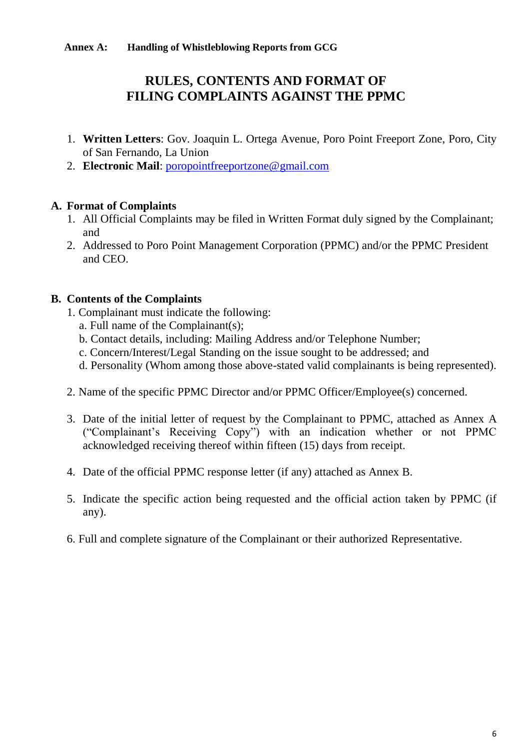**Annex A: Handling of Whistleblowing Reports from GCG**

# RULES, CONTENTS AND FORMAT OF FILING COMPLAINTS AGAINST THE PPMC

1. **Written Letters**: Gov. Joaquin L. Ortega Avenue, Poro Point Freeport Zone, Poro, City of San Fernando, La Union
2. **Electronic Mail**: poropointfreeportzone@gmail.com

## A. Format of Complaints

1. All Official Complaints may be filed in Written Format duly signed by the Complainant; and
2. Addressed to Poro Point Management Corporation (PPMC) and/or the PPMC President and CEO.

## B. Contents of the Complaints

1. Complainant must indicate the following:
   a. Full name of the Complainant(s);
   b. Contact details, including: Mailing Address and/or Telephone Number;
   c. Concern/Interest/Legal Standing on the issue sought to be addressed; and
   d. Personality (Whom among those above-stated valid complainants is being represented).

2. Name of the specific PPMC Director and/or PPMC Officer/Employee(s) concerned.

3. Date of the initial letter of request by the Complainant to PPMC, attached as Annex A ("Complainant's Receiving Copy") with an indication whether or not PPMC acknowledged receiving thereof within fifteen (15) days from receipt.

4. Date of the official PPMC response letter (if any) attached as Annex B.

5. Indicate the specific action being requested and the official action taken by PPMC (if any).

6. Full and complete signature of the Complainant or their authorized Representative.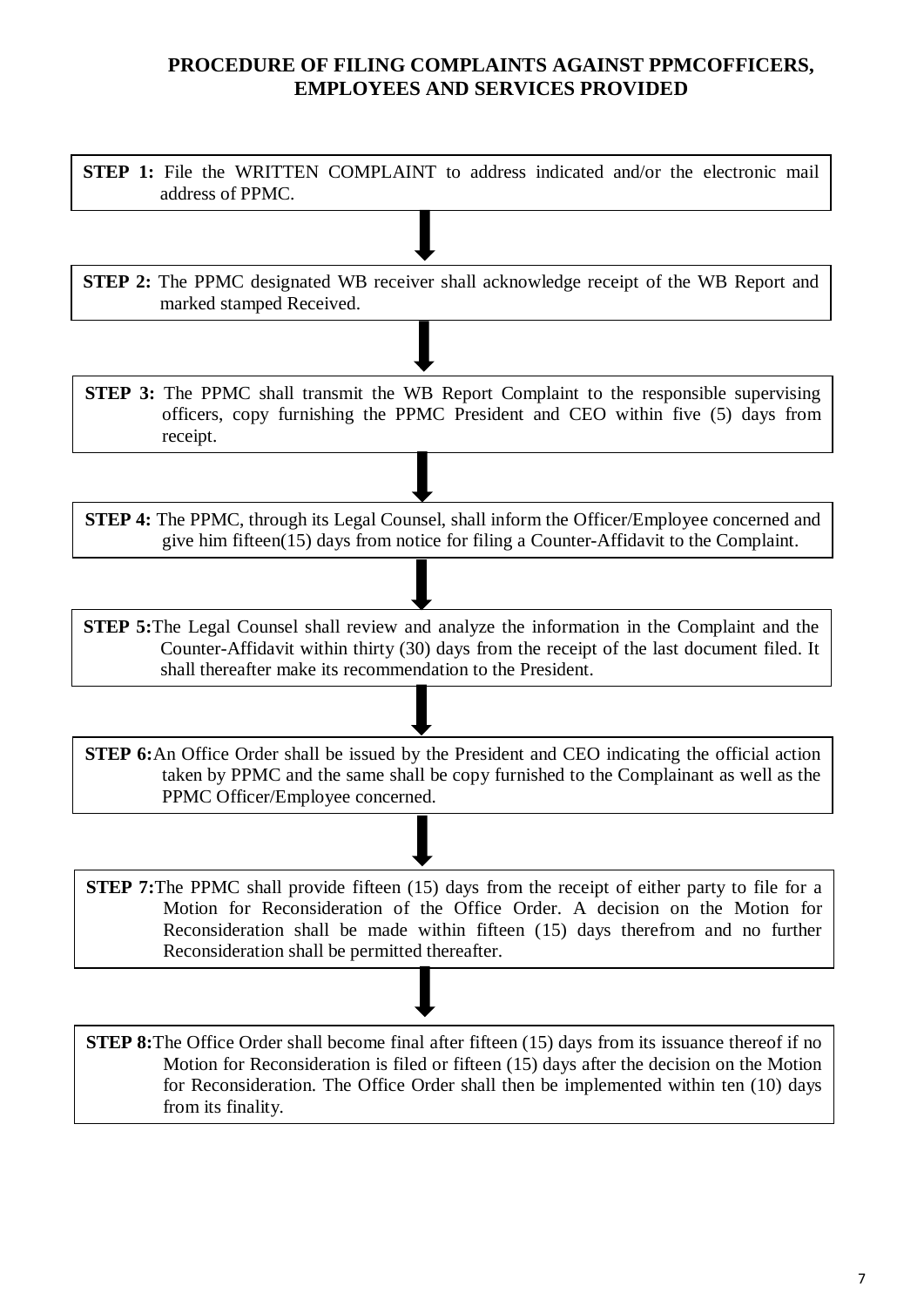## PROCEDURE OF FILING COMPLAINTS AGAINST PPMCOFFICERS, EMPLOYEES AND SERVICES PROVIDED

**STEP 1:** File the WRITTEN COMPLAINT to address indicated and/or the electronic mail address of PPMC.

↓

**STEP 2:** The PPMC designated WB receiver shall acknowledge receipt of the WB Report and marked stamped Received.

↓

**STEP 3:** The PPMC shall transmit the WB Report Complaint to the responsible supervising officers, copy furnishing the PPMC President and CEO within five (5) days from receipt.

↓

**STEP 4:** The PPMC, through its Legal Counsel, shall inform the Officer/Employee concerned and give him fifteen(15) days from notice for filing a Counter-Affidavit to the Complaint.

↓

**STEP 5:**The Legal Counsel shall review and analyze the information in the Complaint and the Counter-Affidavit within thirty (30) days from the receipt of the last document filed. It shall thereafter make its recommendation to the President.

↓

**STEP 6:**An Office Order shall be issued by the President and CEO indicating the official action taken by PPMC and the same shall be copy furnished to the Complainant as well as the PPMC Officer/Employee concerned.

↓

**STEP 7:**The PPMC shall provide fifteen (15) days from the receipt of either party to file for a Motion for Reconsideration of the Office Order. A decision on the Motion for Reconsideration shall be made within fifteen (15) days therefrom and no further Reconsideration shall be permitted thereafter.

↓

**STEP 8:**The Office Order shall become final after fifteen (15) days from its issuance thereof if no Motion for Reconsideration is filed or fifteen (15) days after the decision on the Motion for Reconsideration. The Office Order shall then be implemented within ten (10) days from its finality.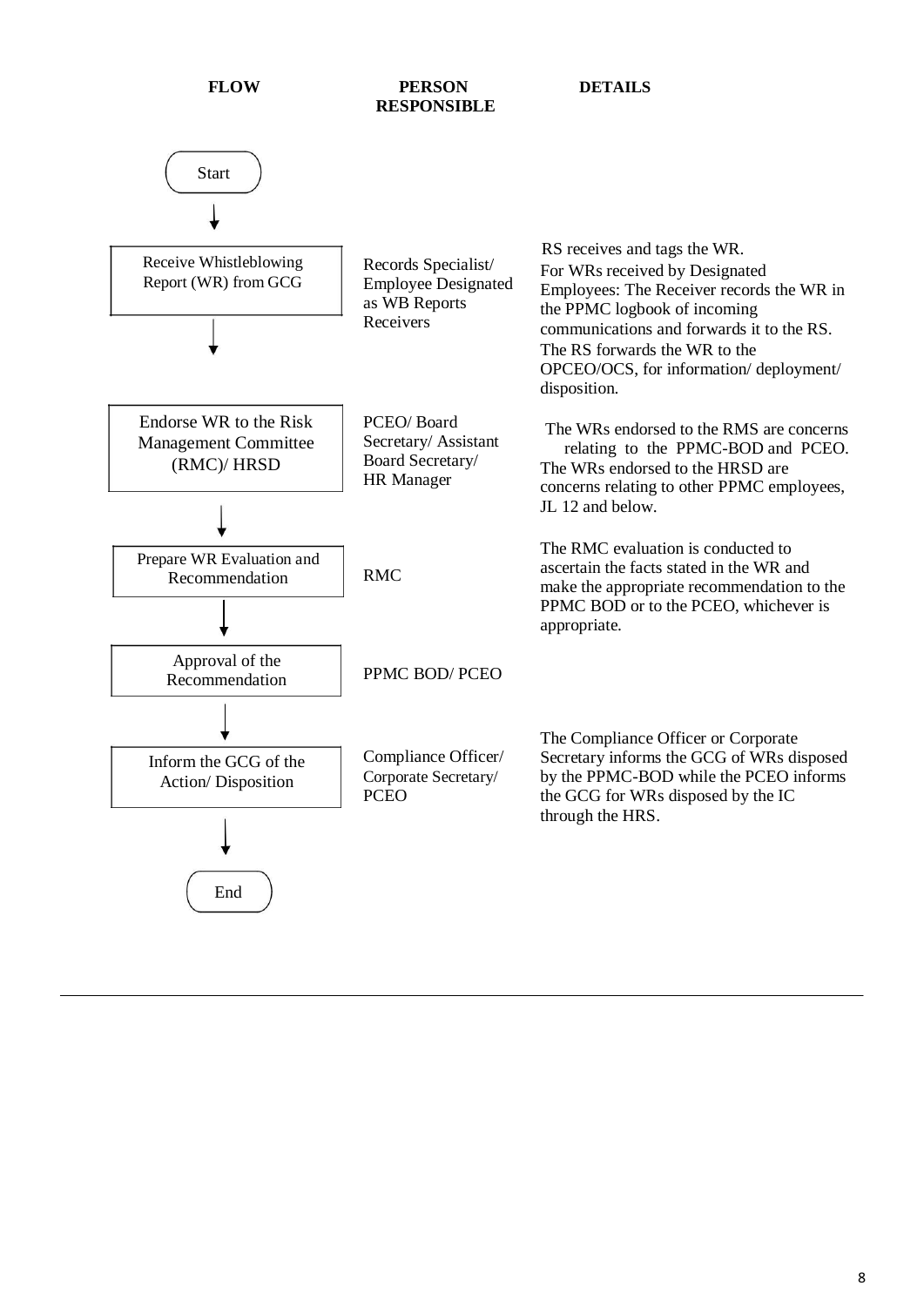| FLOW | PERSON RESPONSIBLE | DETAILS |
|---|---|---|
| Start | | |
| Receive Whistleblowing Report (WR) from GCG | Records Specialist/ Employee Designated as WB Reports Receivers | RS receives and tags the WR. For WRs received by Designated Employees: The Receiver records the WR in the PPMC logbook of incoming communications and forwards it to the RS. The RS forwards the WR to the OPCEO/OCS, for information/ deployment/ disposition. |
| Endorse WR to the Risk Management Committee (RMC)/ HRSD | PCEO/ Board Secretary/ Assistant Board Secretary/ HR Manager | The WRs endorsed to the RMS are concerns relating to the PPMC-BOD and PCEO. The WRs endorsed to the HRSD are concerns relating to other PPMC employees, JL 12 and below. |
| Prepare WR Evaluation and Recommendation | RMC | The RMC evaluation is conducted to ascertain the facts stated in the WR and make the appropriate recommendation to the PPMC BOD or to the PCEO, whichever is appropriate. |
| Approval of the Recommendation | PPMC BOD/ PCEO | |
| Inform the GCG of the Action/ Disposition | Compliance Officer/ Corporate Secretary/ PCEO | The Compliance Officer or Corporate Secretary informs the GCG of WRs disposed by the PPMC-BOD while the PCEO informs the GCG for WRs disposed by the IC through the HRS. |
| End | | |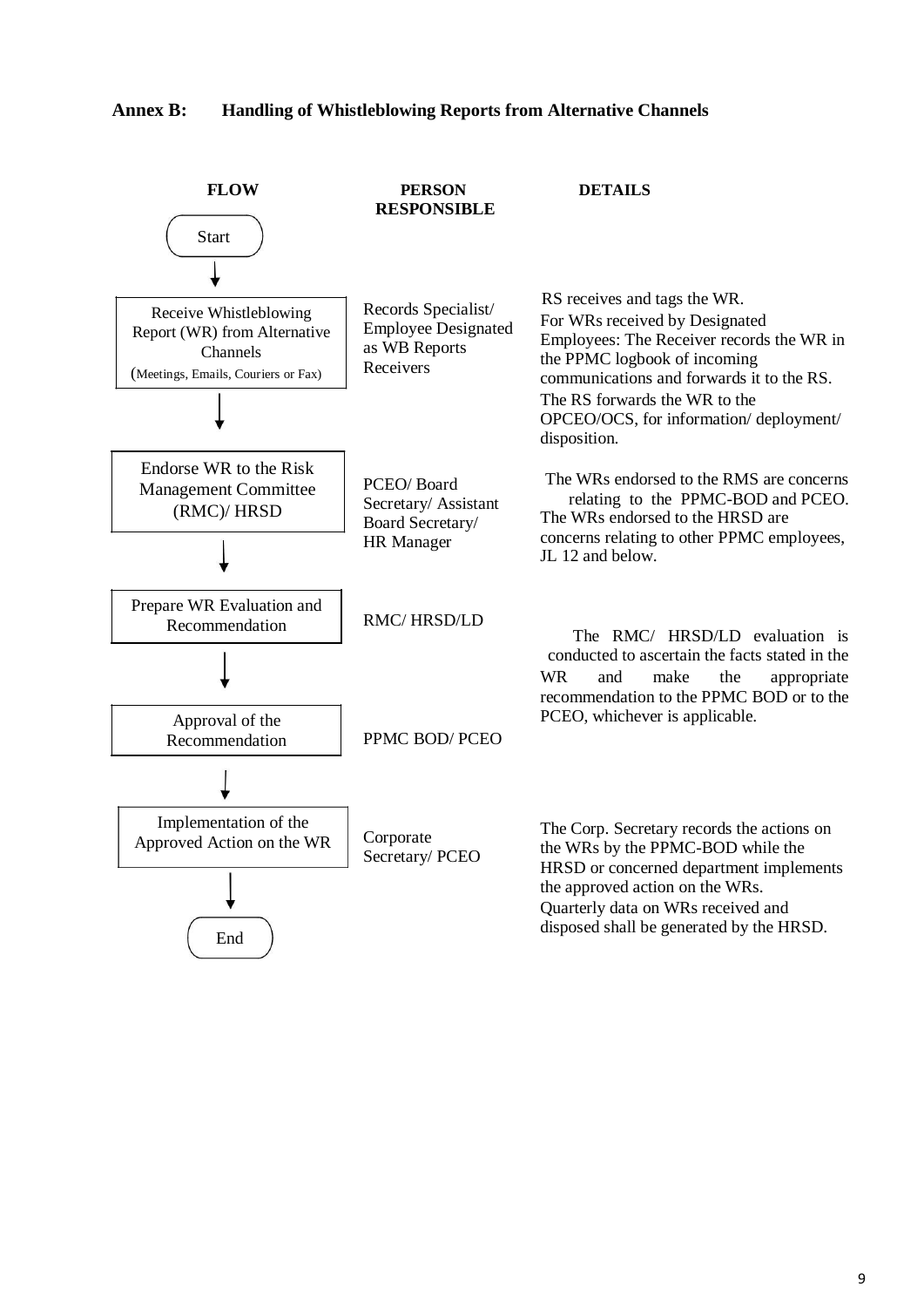## Annex B: Handling of Whistleblowing Reports from Alternative Channels

| FLOW | PERSON RESPONSIBLE | DETAILS |
| --- | --- | --- |
| Start | | |
| Receive Whistleblowing Report (WR) from Alternative Channels (Meetings, Emails, Couriers or Fax) | Records Specialist/ Employee Designated as WB Reports Receivers | RS receives and tags the WR. For WRs received by Designated Employees: The Receiver records the WR in the PPMC logbook of incoming communications and forwards it to the RS. The RS forwards the WR to the OPCEO/OCS, for information/ deployment/ disposition. |
| Endorse WR to the Risk Management Committee (RMC)/ HRSD | PCEO/ Board Secretary/ Assistant Board Secretary/ HR Manager | The WRs endorsed to the RMS are concerns relating to the PPMC-BOD and PCEO. The WRs endorsed to the HRSD are concerns relating to other PPMC employees, JL 12 and below. |
| Prepare WR Evaluation and Recommendation | RMC/ HRSD/LD | The RMC/ HRSD/LD evaluation is conducted to ascertain the facts stated in the WR and make the appropriate recommendation to the PPMC BOD or to the PCEO, whichever is applicable. |
| Approval of the Recommendation | PPMC BOD/ PCEO | |
| Implementation of the Approved Action on the WR | Corporate Secretary/ PCEO | The Corp. Secretary records the actions on the WRs by the PPMC-BOD while the HRSD or concerned department implements the approved action on the WRs. Quarterly data on WRs received and disposed shall be generated by the HRSD. |
| End | | |